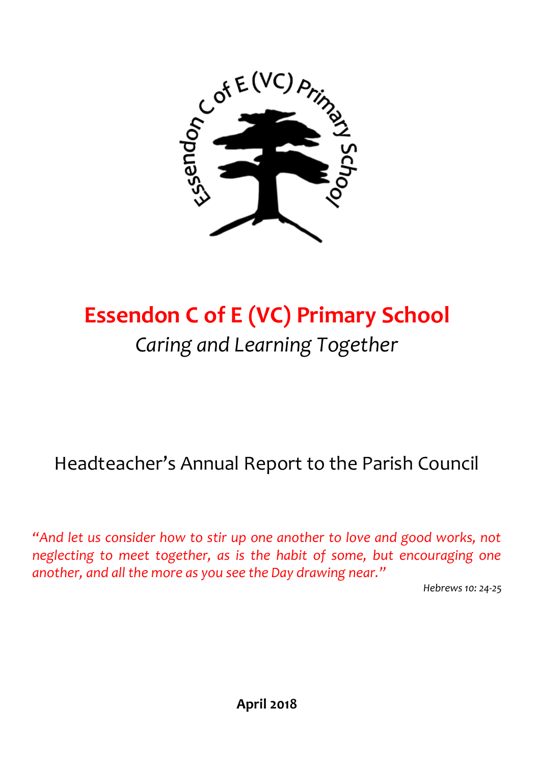# Essendon C of E (VC) Primary School

*Caring and Learning Together*

Headteacher's Annual Report to the Parish Council

*"And let us consider how to stir up one another to love and good works, not neglecting to meet together, as is the habit of some, but encouraging one another, and all the more as you see the Day drawing near."*

*Hebrews 10: 24-25*

**April 2018**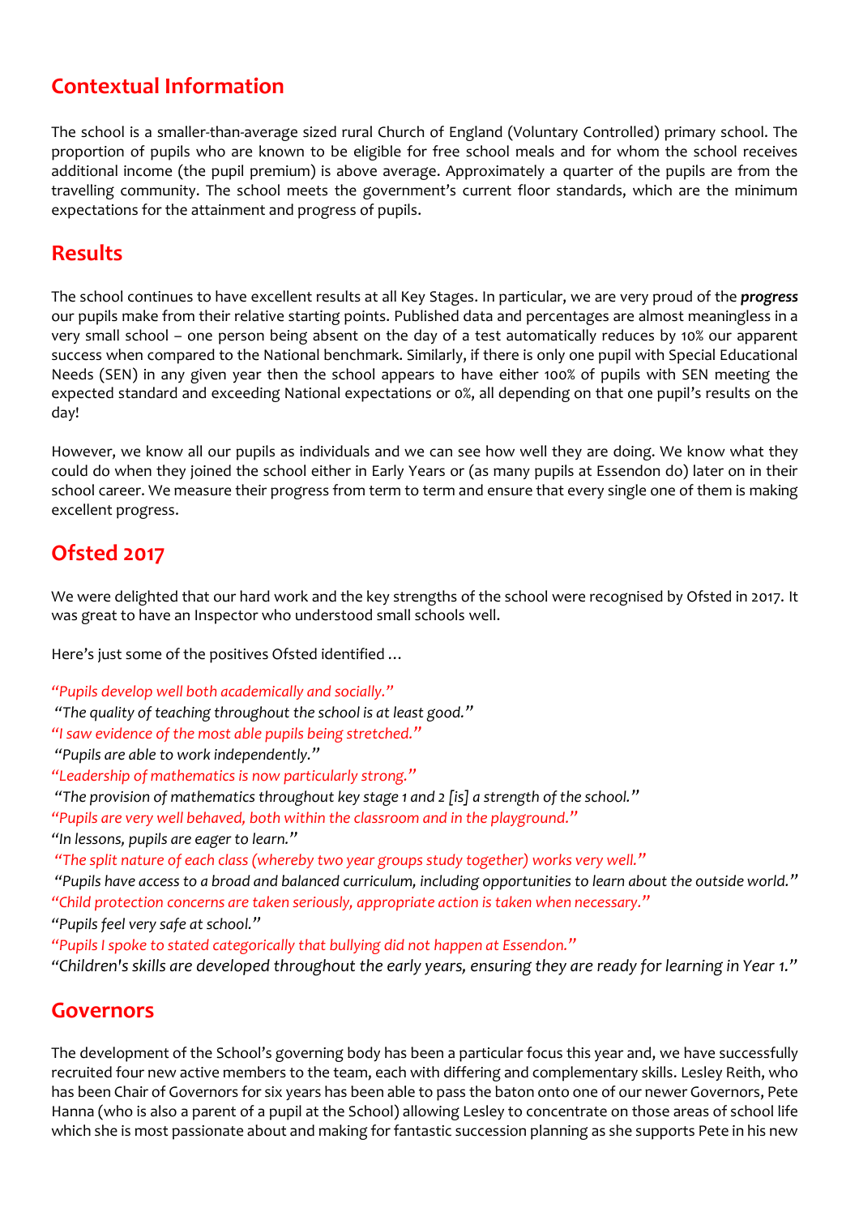## Contextual Information

The school is a smaller-than-average sized rural Church of England (Voluntary Controlled) primary school. The proportion of pupils who are known to be eligible for free school meals and for whom the school receives additional income (the pupil premium) is above average. Approximately a quarter of the pupils are from the travelling community. The school meets the government's current floor standards, which are the minimum expectations for the attainment and progress of pupils.

## Results

The school continues to have excellent results at all Key Stages. In particular, we are very proud of the ***progress*** our pupils make from their relative starting points. Published data and percentages are almost meaningless in a very small school – one person being absent on the day of a test automatically reduces by 10% our apparent success when compared to the National benchmark. Similarly, if there is only one pupil with Special Educational Needs (SEN) in any given year then the school appears to have either 100% of pupils with SEN meeting the expected standard and exceeding National expectations or 0%, all depending on that one pupil's results on the day!

However, we know all our pupils as individuals and we can see how well they are doing. We know what they could do when they joined the school either in Early Years or (as many pupils at Essendon do) later on in their school career. We measure their progress from term to term and ensure that every single one of them is making excellent progress.

## Ofsted 2017

We were delighted that our hard work and the key strengths of the school were recognised by Ofsted in 2017. It was great to have an Inspector who understood small schools well.

Here's just some of the positives Ofsted identified …

*"Pupils develop well both academically and socially."*
*"The quality of teaching throughout the school is at least good."*
*"I saw evidence of the most able pupils being stretched."*
*"Pupils are able to work independently."*
*"Leadership of mathematics is now particularly strong."*
*"The provision of mathematics throughout key stage 1 and 2 [is] a strength of the school."*
*"Pupils are very well behaved, both within the classroom and in the playground."*
*"In lessons, pupils are eager to learn."*
*"The split nature of each class (whereby two year groups study together) works very well."*
*"Pupils have access to a broad and balanced curriculum, including opportunities to learn about the outside world."*
*"Child protection concerns are taken seriously, appropriate action is taken when necessary."*
*"Pupils feel very safe at school."*
*"Pupils I spoke to stated categorically that bullying did not happen at Essendon."*
*"Children's skills are developed throughout the early years, ensuring they are ready for learning in Year 1."*

## Governors

The development of the School's governing body has been a particular focus this year and, we have successfully recruited four new active members to the team, each with differing and complementary skills. Lesley Reith, who has been Chair of Governors for six years has been able to pass the baton onto one of our newer Governors, Pete Hanna (who is also a parent of a pupil at the School) allowing Lesley to concentrate on those areas of school life which she is most passionate about and making for fantastic succession planning as she supports Pete in his new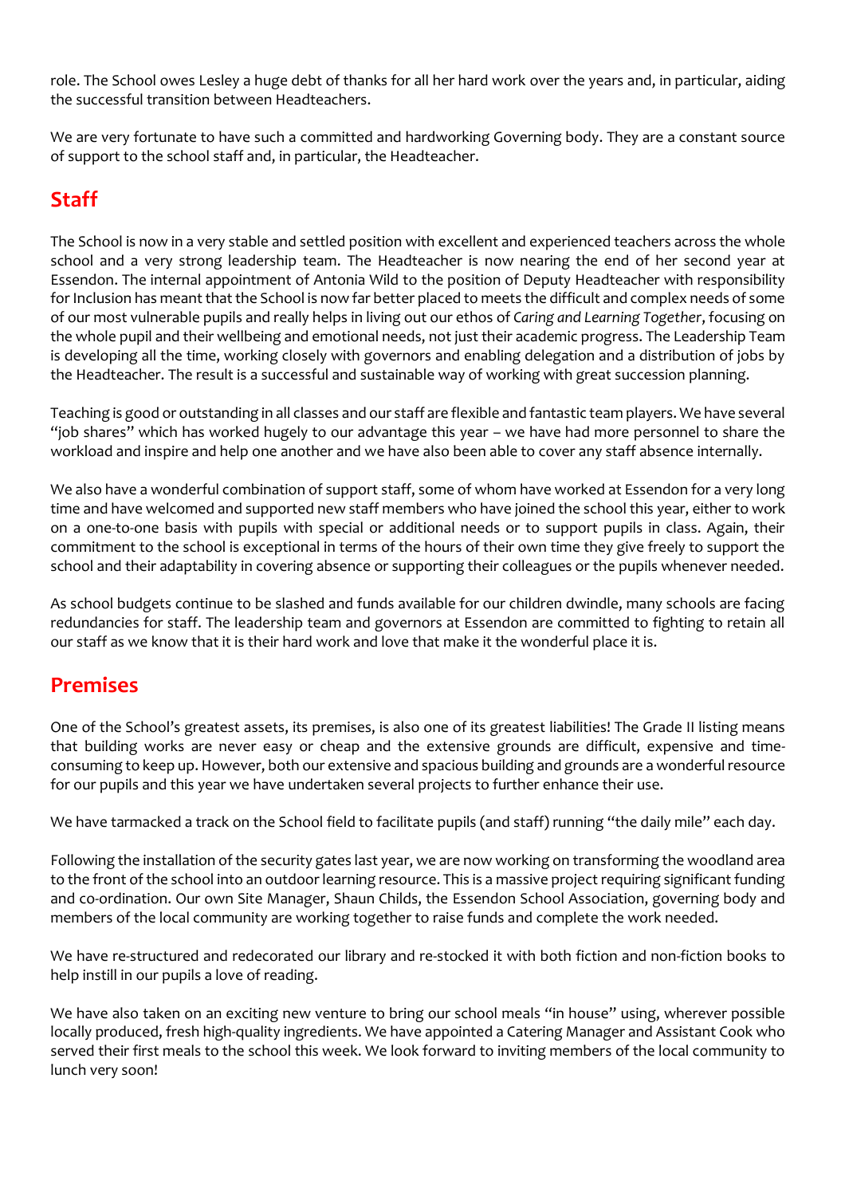role. The School owes Lesley a huge debt of thanks for all her hard work over the years and, in particular, aiding the successful transition between Headteachers.

We are very fortunate to have such a committed and hardworking Governing body. They are a constant source of support to the school staff and, in particular, the Headteacher.

## Staff

The School is now in a very stable and settled position with excellent and experienced teachers across the whole school and a very strong leadership team. The Headteacher is now nearing the end of her second year at Essendon. The internal appointment of Antonia Wild to the position of Deputy Headteacher with responsibility for Inclusion has meant that the School is now far better placed to meets the difficult and complex needs of some of our most vulnerable pupils and really helps in living out our ethos of *Caring and Learning Together*, focusing on the whole pupil and their wellbeing and emotional needs, not just their academic progress. The Leadership Team is developing all the time, working closely with governors and enabling delegation and a distribution of jobs by the Headteacher. The result is a successful and sustainable way of working with great succession planning.

Teaching is good or outstanding in all classes and our staff are flexible and fantastic team players. We have several "job shares" which has worked hugely to our advantage this year – we have had more personnel to share the workload and inspire and help one another and we have also been able to cover any staff absence internally.

We also have a wonderful combination of support staff, some of whom have worked at Essendon for a very long time and have welcomed and supported new staff members who have joined the school this year, either to work on a one-to-one basis with pupils with special or additional needs or to support pupils in class. Again, their commitment to the school is exceptional in terms of the hours of their own time they give freely to support the school and their adaptability in covering absence or supporting their colleagues or the pupils whenever needed.

As school budgets continue to be slashed and funds available for our children dwindle, many schools are facing redundancies for staff. The leadership team and governors at Essendon are committed to fighting to retain all our staff as we know that it is their hard work and love that make it the wonderful place it is.

## Premises

One of the School's greatest assets, its premises, is also one of its greatest liabilities! The Grade II listing means that building works are never easy or cheap and the extensive grounds are difficult, expensive and time-consuming to keep up. However, both our extensive and spacious building and grounds are a wonderful resource for our pupils and this year we have undertaken several projects to further enhance their use.

We have tarmacked a track on the School field to facilitate pupils (and staff) running "the daily mile" each day.

Following the installation of the security gates last year, we are now working on transforming the woodland area to the front of the school into an outdoor learning resource. This is a massive project requiring significant funding and co-ordination. Our own Site Manager, Shaun Childs, the Essendon School Association, governing body and members of the local community are working together to raise funds and complete the work needed.

We have re-structured and redecorated our library and re-stocked it with both fiction and non-fiction books to help instill in our pupils a love of reading.

We have also taken on an exciting new venture to bring our school meals "in house" using, wherever possible locally produced, fresh high-quality ingredients. We have appointed a Catering Manager and Assistant Cook who served their first meals to the school this week. We look forward to inviting members of the local community to lunch very soon!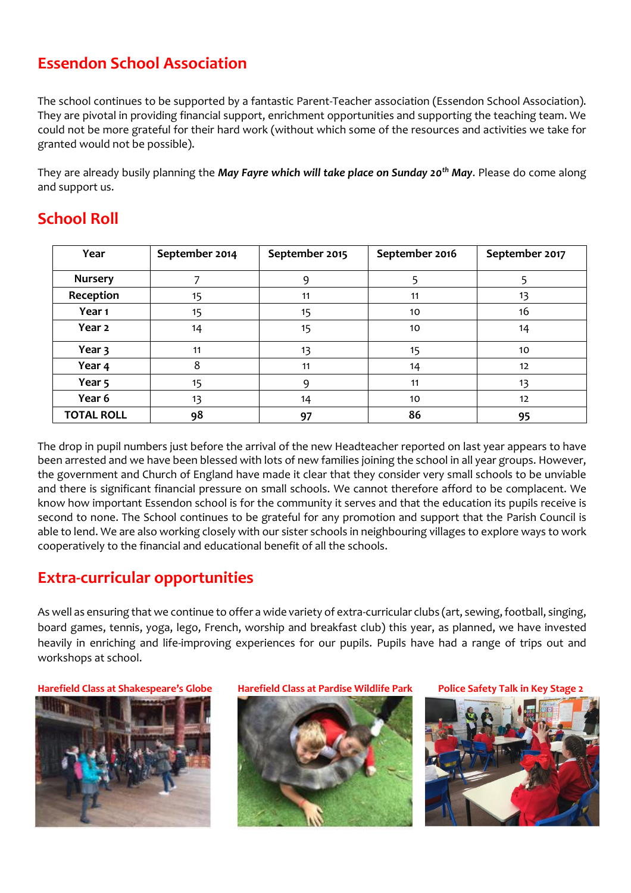## Essendon School Association

The school continues to be supported by a fantastic Parent-Teacher association (Essendon School Association). They are pivotal in providing financial support, enrichment opportunities and supporting the teaching team. We could not be more grateful for their hard work (without which some of the resources and activities we take for granted would not be possible).

They are already busily planning the ***May Fayre which will take place on Sunday 20th May***. Please do come along and support us.

## School Roll

| Year | September 2014 | September 2015 | September 2016 | September 2017 |
|---|---|---|---|---|
| **Nursery** | 7 | 9 | 5 | 5 |
| **Reception** | 15 | 11 | 11 | 13 |
| **Year 1** | 15 | 15 | 10 | 16 |
| **Year 2** | 14 | 15 | 10 | 14 |
| **Year 3** | 11 | 13 | 15 | 10 |
| **Year 4** | 8 | 11 | 14 | 12 |
| **Year 5** | 15 | 9 | 11 | 13 |
| **Year 6** | 13 | 14 | 10 | 12 |
| **TOTAL ROLL** | **98** | **97** | **86** | **95** |

The drop in pupil numbers just before the arrival of the new Headteacher reported on last year appears to have been arrested and we have been blessed with lots of new families joining the school in all year groups. However, the government and Church of England have made it clear that they consider very small schools to be unviable and there is significant financial pressure on small schools. We cannot therefore afford to be complacent. We know how important Essendon school is for the community it serves and that the education its pupils receive is second to none. The School continues to be grateful for any promotion and support that the Parish Council is able to lend. We are also working closely with our sister schools in neighbouring villages to explore ways to work cooperatively to the financial and educational benefit of all the schools.

## Extra-curricular opportunities

As well as ensuring that we continue to offer a wide variety of extra-curricular clubs (art, sewing, football, singing, board games, tennis, yoga, lego, French, worship and breakfast club) this year, as planned, we have invested heavily in enriching and life-improving experiences for our pupils. Pupils have had a range of trips out and workshops at school.

**Harefield Class at Shakespeare's Globe**

**Harefield Class at Pardise Wildlife Park**

**Police Safety Talk in Key Stage 2**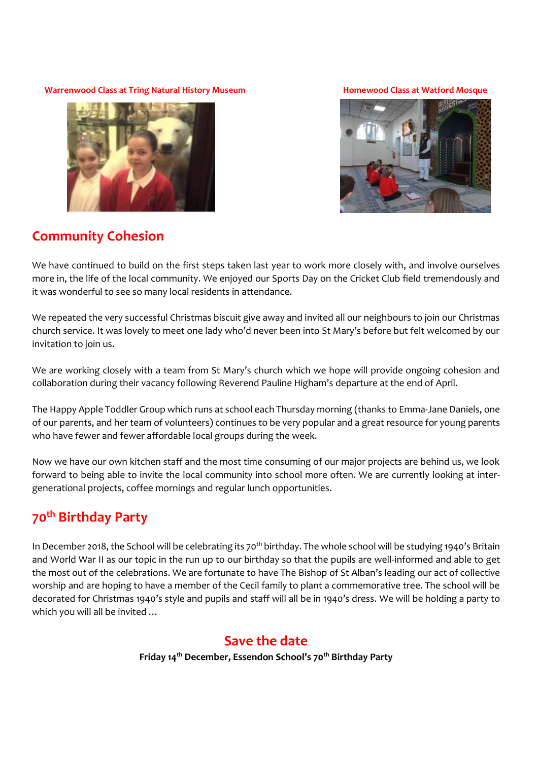**Warrenwood Class at Tring Natural History Museum**

**Homewood Class at Watford Mosque**

## Community Cohesion

We have continued to build on the first steps taken last year to work more closely with, and involve ourselves more in, the life of the local community. We enjoyed our Sports Day on the Cricket Club field tremendously and it was wonderful to see so many local residents in attendance.

We repeated the very successful Christmas biscuit give away and invited all our neighbours to join our Christmas church service. It was lovely to meet one lady who'd never been into St Mary's before but felt welcomed by our invitation to join us.

We are working closely with a team from St Mary's church which we hope will provide ongoing cohesion and collaboration during their vacancy following Reverend Pauline Higham's departure at the end of April.

The Happy Apple Toddler Group which runs at school each Thursday morning (thanks to Emma-Jane Daniels, one of our parents, and her team of volunteers) continues to be very popular and a great resource for young parents who have fewer and fewer affordable local groups during the week.

Now we have our own kitchen staff and the most time consuming of our major projects are behind us, we look forward to being able to invite the local community into school more often. We are currently looking at inter-generational projects, coffee mornings and regular lunch opportunities.

## 70th Birthday Party

In December 2018, the School will be celebrating its 70th birthday. The whole school will be studying 1940's Britain and World War II as our topic in the run up to our birthday so that the pupils are well-informed and able to get the most out of the celebrations. We are fortunate to have The Bishop of St Alban's leading our act of collective worship and are hoping to have a member of the Cecil family to plant a commemorative tree. The school will be decorated for Christmas 1940's style and pupils and staff will all be in 1940's dress. We will be holding a party to which you will all be invited …

## Save the date

**Friday 14th December, Essendon School's 70th Birthday Party**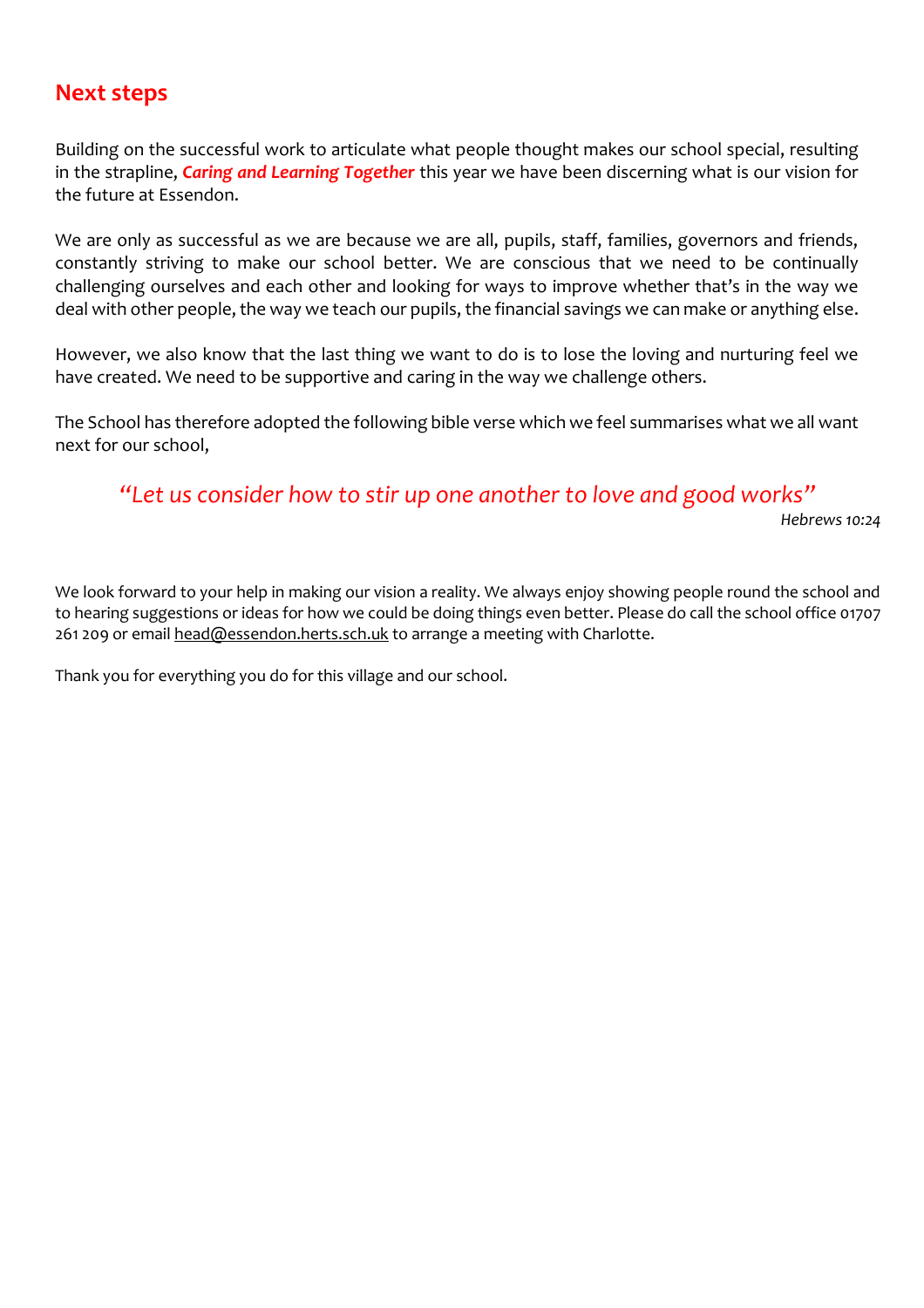## Next steps

Building on the successful work to articulate what people thought makes our school special, resulting in the strapline, ***Caring and Learning Together*** this year we have been discerning what is our vision for the future at Essendon.

We are only as successful as we are because we are all, pupils, staff, families, governors and friends, constantly striving to make our school better. We are conscious that we need to be continually challenging ourselves and each other and looking for ways to improve whether that's in the way we deal with other people, the way we teach our pupils, the financial savings we can make or anything else.

However, we also know that the last thing we want to do is to lose the loving and nurturing feel we have created. We need to be supportive and caring in the way we challenge others.

The School has therefore adopted the following bible verse which we feel summarises what we all want next for our school,

*"Let us consider how to stir up one another to love and good works"*

*Hebrews 10:24*

We look forward to your help in making our vision a reality. We always enjoy showing people round the school and to hearing suggestions or ideas for how we could be doing things even better. Please do call the school office 01707 261 209 or email head@essendon.herts.sch.uk to arrange a meeting with Charlotte.

Thank you for everything you do for this village and our school.